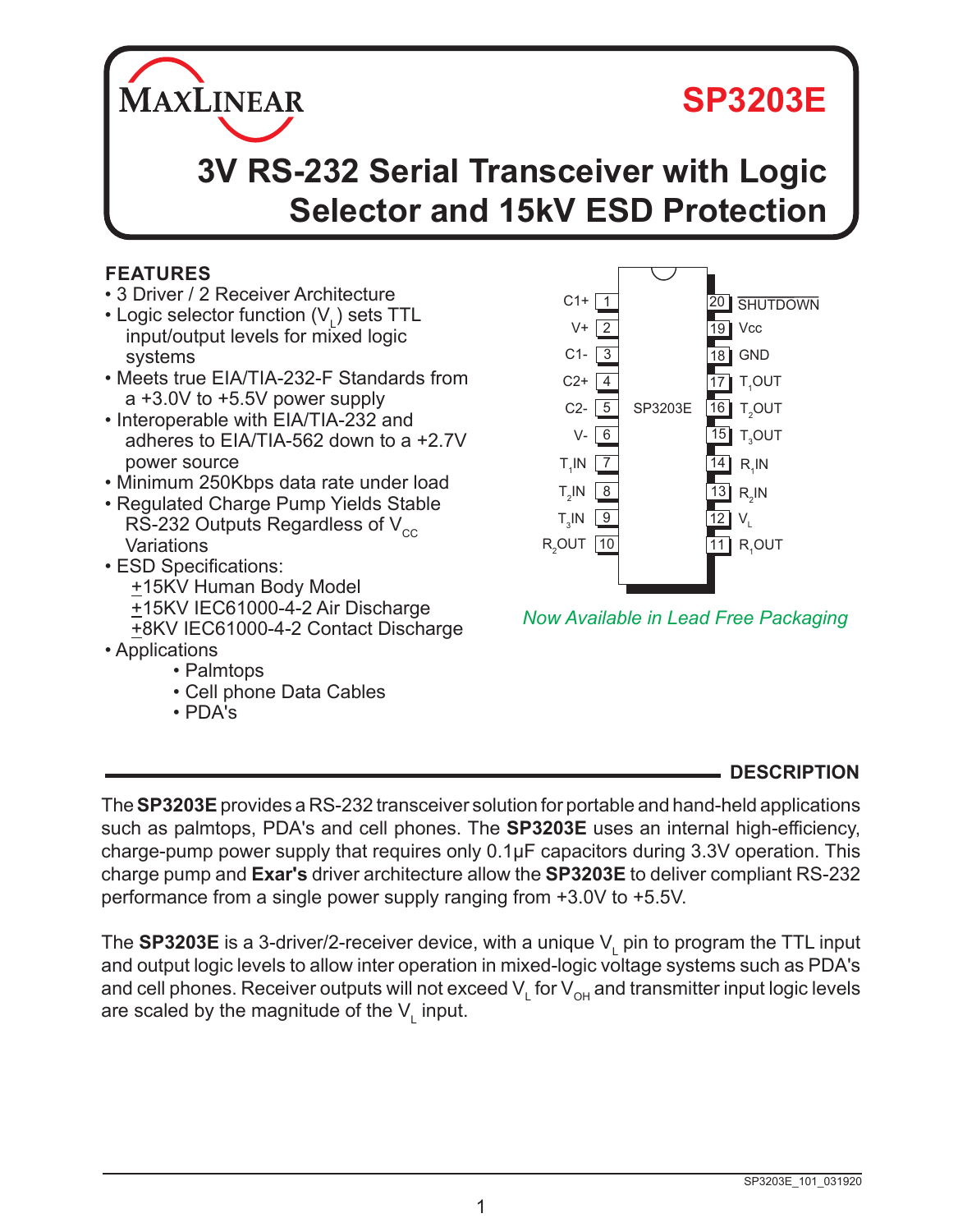# SP3203E

## 3V RS-232 Serial Transceiver with Logic Selector and 15kV ESD Protection

### FEATURES

- 3 Driver / 2 Receiver Architecture
- Logic selector function ($V_L$) sets TTL input/output levels for mixed logic systems
- Meets true EIA/TIA-232-F Standards from a +3.0V to +5.5V power supply
- Interoperable with EIA/TIA-232 and adheres to EIA/TIA-562 down to a +2.7V power source
- Minimum 250Kbps data rate under load
- Regulated Charge Pump Yields Stable RS-232 Outputs Regardless of $V_{CC}$ Variations
- ESD Specifications:
  - ±15KV Human Body Model
  - ±15KV IEC61000-4-2 Air Discharge
  - ±8KV IEC61000-4-2 Contact Discharge
- Applications
  - Palmtops
  - Cell phone Data Cables
  - PDA's

| Pin | Name | Pin | Name |
|---|---|---|---|
| 1 | C1+ | 20 | SHUTDOWN |
| 2 | V+ | 19 | Vcc |
| 3 | C1- | 18 | GND |
| 4 | C2+ | 17 | $T_1$OUT |
| 5 | C2- | 16 | $T_2$OUT |
| 6 | V- | 15 | $T_3$OUT |
| 7 | $T_1$IN | 14 | $R_1$IN |
| 8 | $T_2$IN | 13 | $R_2$IN |
| 9 | $T_3$IN | 12 | $V_L$ |
| 10 | $R_2$OUT | 11 | $R_1$OUT |

*Now Available in Lead Free Packaging*

### DESCRIPTION

The **SP3203E** provides a RS-232 transceiver solution for portable and hand-held applications such as palmtops, PDA's and cell phones. The **SP3203E** uses an internal high-efficiency, charge-pump power supply that requires only 0.1µF capacitors during 3.3V operation. This charge pump and **Exar's** driver architecture allow the **SP3203E** to deliver compliant RS-232 performance from a single power supply ranging from +3.0V to +5.5V.

The **SP3203E** is a 3-driver/2-receiver device, with a unique $V_L$ pin to program the TTL input and output logic levels to allow inter operation in mixed-logic voltage systems such as PDA's and cell phones. Receiver outputs will not exceed $V_L$ for $V_{OH}$ and transmitter input logic levels are scaled by the magnitude of the $V_L$ input.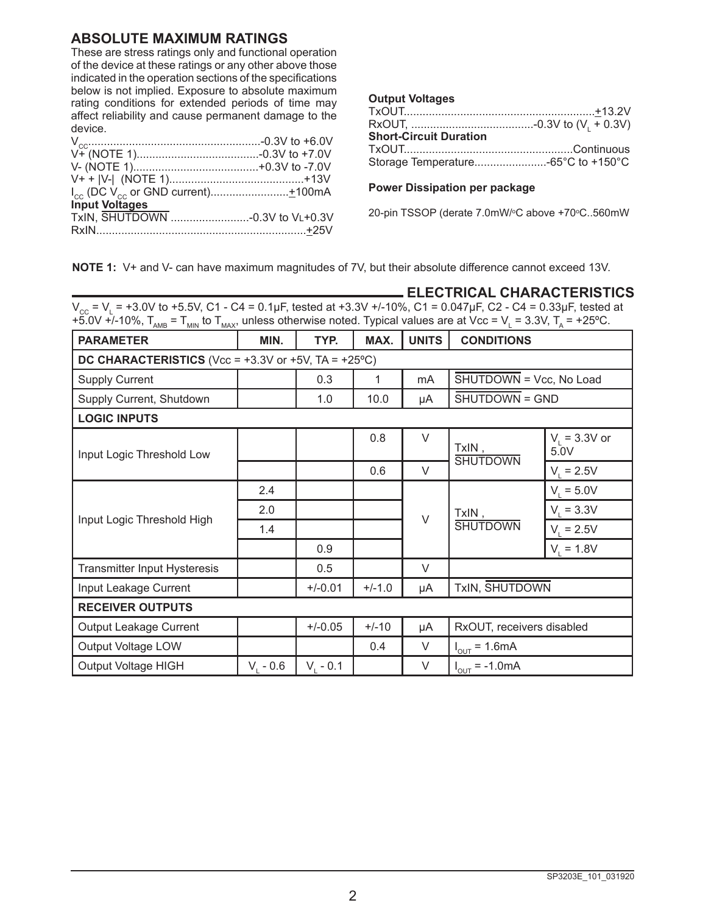## ABSOLUTE MAXIMUM RATINGS

These are stress ratings only and functional operation of the device at these ratings or any other above those indicated in the operation sections of the specifications below is not implied. Exposure to absolute maximum rating conditions for extended periods of time may affect reliability and cause permanent damage to the device.

$V_{CC}$ .......................................................-0.3V to +6.0V
V+ (NOTE 1).......................................-0.3V to +7.0V
V- (NOTE 1)........................................+0.3V to -7.0V
V+ + |V-| (NOTE 1)...........................................+13V
$I_{CC}$ (DC $V_{CC}$ or GND current).........................±100mA

**Input Voltages**

TxIN, $\overline{\text{SHUTDOWN}}$ .........................-0.3V to VL+0.3V
RxIN...................................................................±25V

**Output Voltages**

TxOUT.............................................................±13.2V
RxOUT, .......................................-0.3V to ($V_L$ + 0.3V)

**Short-Circuit Duration**

TxOUT......................................................Continuous
Storage Temperature.......................-65°C to +150°C

**Power Dissipation per package**

20-pin TSSOP (derate 7.0mW/ºC above +70ºC..560mW

**NOTE 1:** V+ and V- can have maximum magnitudes of 7V, but their absolute difference cannot exceed 13V.

## ELECTRICAL CHARACTERISTICS

$V_{CC}$ = $V_L$ = +3.0V to +5.5V, C1 - C4 = 0.1µF, tested at +3.3V +/-10%, C1 = 0.047µF, C2 - C4 = 0.33µF, tested at +5.0V +/-10%, $T_{AMB}$ = $T_{MIN}$ to $T_{MAX}$, unless otherwise noted. Typical values are at Vcc = $V_L$ = 3.3V, $T_A$ = +25ºC.

| PARAMETER | MIN. | TYP. | MAX. | UNITS | CONDITIONS | |
|---|---|---|---|---|---|---|
| **DC CHARACTERISTICS** (Vcc = +3.3V or +5V, TA = +25ºC) | | | | | | |
| Supply Current | | 0.3 | 1 | mA | $\overline{\text{SHUTDOWN}}$ = Vcc, No Load | |
| Supply Current, Shutdown | | 1.0 | 10.0 | µA | $\overline{\text{SHUTDOWN}}$ = GND | |
| **LOGIC INPUTS** | | | | | | |
| Input Logic Threshold Low | | | 0.8 | V | TxIN , $\overline{\text{SHUTDOWN}}$ | $V_L$ = 3.3V or 5.0V |
| | | | 0.6 | V | | $V_L$ = 2.5V |
| Input Logic Threshold High | 2.4 | | | V | TxIN , $\overline{\text{SHUTDOWN}}$ | $V_L$ = 5.0V |
| | 2.0 | | | | | $V_L$ = 3.3V |
| | 1.4 | | | | | $V_L$ = 2.5V |
| | | 0.9 | | | | $V_L$ = 1.8V |
| Transmitter Input Hysteresis | | 0.5 | | V | | |
| Input Leakage Current | | +/-0.01 | +/-1.0 | µA | TxIN, $\overline{\text{SHUTDOWN}}$ | |
| **RECEIVER OUTPUTS** | | | | | | |
| Output Leakage Current | | +/-0.05 | +/-10 | µA | RxOUT, receivers disabled | |
| Output Voltage LOW | | | 0.4 | V | $I_{OUT}$ = 1.6mA | |
| Output Voltage HIGH | $V_L$ - 0.6 | $V_L$ - 0.1 | | V | $I_{OUT}$ = -1.0mA | |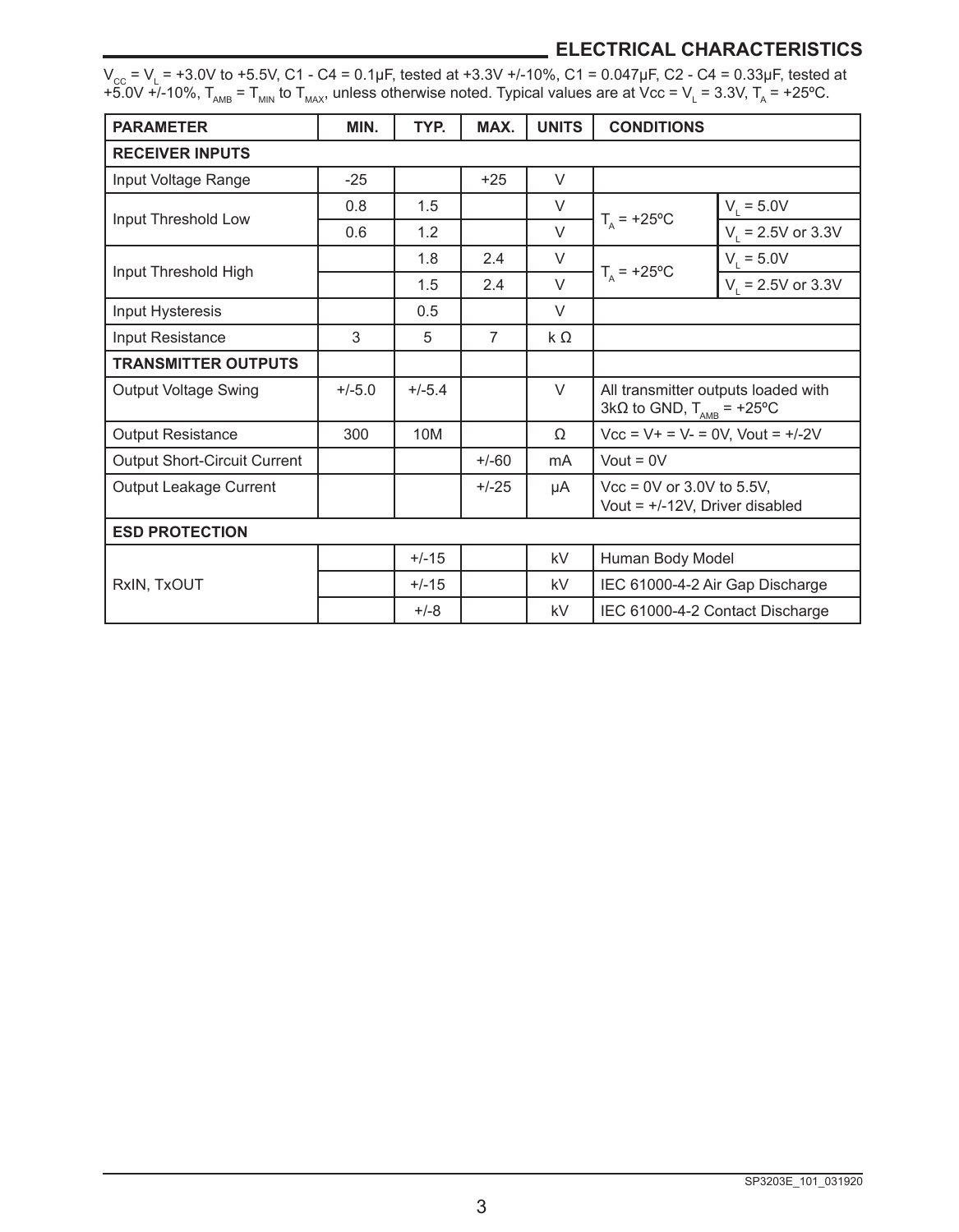## ELECTRICAL CHARACTERISTICS

$V_{CC} = V_L = +3.0V$ to $+5.5V$, C1 - C4 = 0.1µF, tested at +3.3V +/-10%, C1 = 0.047µF, C2 - C4 = 0.33µF, tested at +5.0V +/-10%, $T_{AMB} = T_{MIN}$ to $T_{MAX}$, unless otherwise noted. Typical values are at Vcc = $V_L$ = 3.3V, $T_A$ = +25ºC.

| PARAMETER | MIN. | TYP. | MAX. | UNITS | CONDITIONS | |
|---|---|---|---|---|---|---|
| **RECEIVER INPUTS** | | | | | | |
| Input Voltage Range | -25 | | +25 | V | | |
| Input Threshold Low | 0.8 | 1.5 | | V | $T_A$ = +25ºC | $V_L$ = 5.0V |
| | 0.6 | 1.2 | | V | | $V_L$ = 2.5V or 3.3V |
| Input Threshold High | | 1.8 | 2.4 | V | $T_A$ = +25ºC | $V_L$ = 5.0V |
| | | 1.5 | 2.4 | V | | $V_L$ = 2.5V or 3.3V |
| Input Hysteresis | | 0.5 | | V | | |
| Input Resistance | 3 | 5 | 7 | k Ω | | |
| **TRANSMITTER OUTPUTS** | | | | | | |
| Output Voltage Swing | +/-5.0 | +/-5.4 | | V | All transmitter outputs loaded with 3kΩ to GND, $T_{AMB}$ = +25ºC | |
| Output Resistance | 300 | 10M | | Ω | Vcc = V+ = V- = 0V, Vout = +/-2V | |
| Output Short-Circuit Current | | | +/-60 | mA | Vout = 0V | |
| Output Leakage Current | | | +/-25 | µA | Vcc = 0V or 3.0V to 5.5V, Vout = +/-12V, Driver disabled | |
| **ESD PROTECTION** | | | | | | |
| RxIN, TxOUT | | +/-15 | | kV | Human Body Model | |
| | | +/-15 | | kV | IEC 61000-4-2 Air Gap Discharge | |
| | | +/-8 | | kV | IEC 61000-4-2 Contact Discharge | |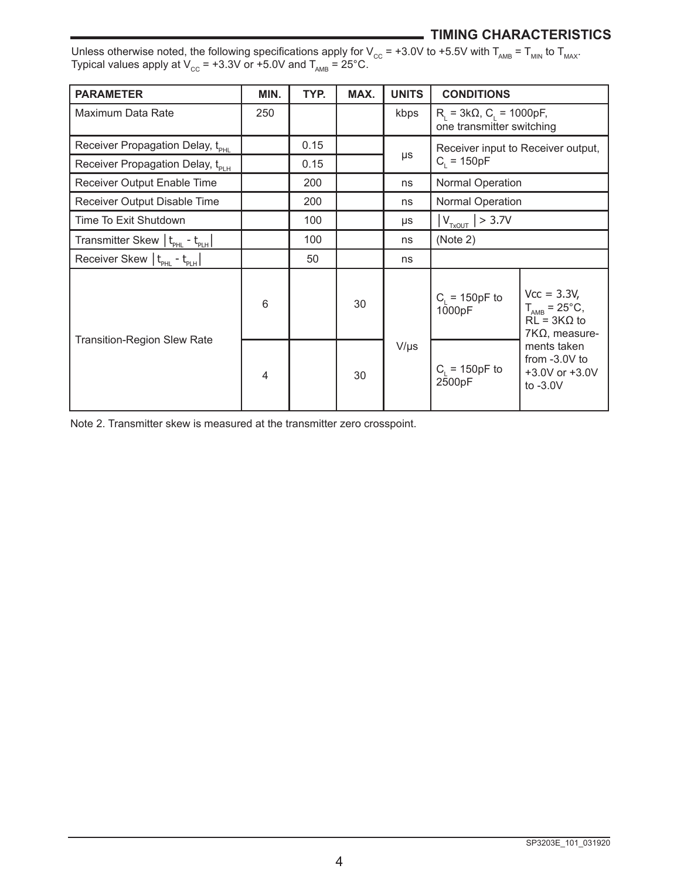## TIMING CHARACTERISTICS

Unless otherwise noted, the following specifications apply for $V_{CC}$ = +3.0V to +5.5V with $T_{AMB} = T_{MIN}$ to $T_{MAX}$. Typical values apply at $V_{CC}$ = +3.3V or +5.0V and $T_{AMB}$ = 25°C.

| PARAMETER | MIN. | TYP. | MAX. | UNITS | CONDITIONS | |
|---|---|---|---|---|---|---|
| Maximum Data Rate | 250 | | | kbps | $R_L$ = 3kΩ, $C_L$ = 1000pF, one transmitter switching | |
| Receiver Propagation Delay, $t_{PHL}$ | | 0.15 | | µs | Receiver input to Receiver output, $C_L$ = 150pF | |
| Receiver Propagation Delay, $t_{PLH}$ | | 0.15 | | µs | Receiver input to Receiver output, $C_L$ = 150pF | |
| Receiver Output Enable Time | | 200 | | ns | Normal Operation | |
| Receiver Output Disable Time | | 200 | | ns | Normal Operation | |
| Time To Exit Shutdown | | 100 | | µs | $\lvert V_{TxOUT} \rvert > 3.7V$ | |
| Transmitter Skew $\lvert t_{PHL} - t_{PLH} \rvert$ | | 100 | | ns | (Note 2) | |
| Receiver Skew $\lvert t_{PHL} - t_{PLH} \rvert$ | | 50 | | ns | | |
| Transition-Region Slew Rate | 6 | | 30 | V/µs | $C_L$ = 150pF to 1000pF | Vcc = 3.3V, $T_{AMB}$ = 25°C, RL = 3KΩ to 7KΩ, measurements taken from -3.0V to +3.0V or +3.0V to -3.0V |
| | 4 | | 30 | V/µs | $C_L$ = 150pF to 2500pF | |

Note 2. Transmitter skew is measured at the transmitter zero crosspoint.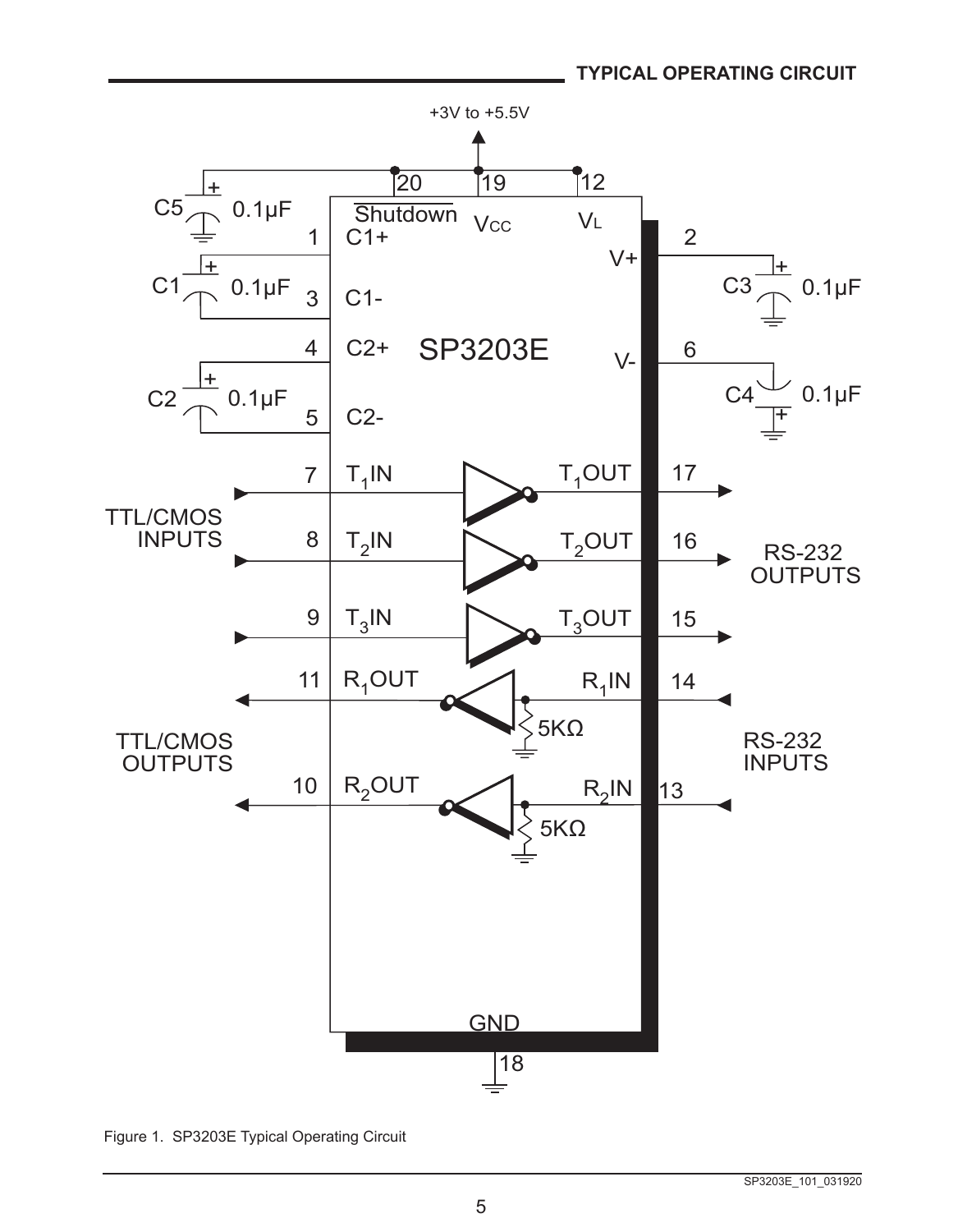## TYPICAL OPERATING CIRCUIT

Figure 1. SP3203E Typical Operating Circuit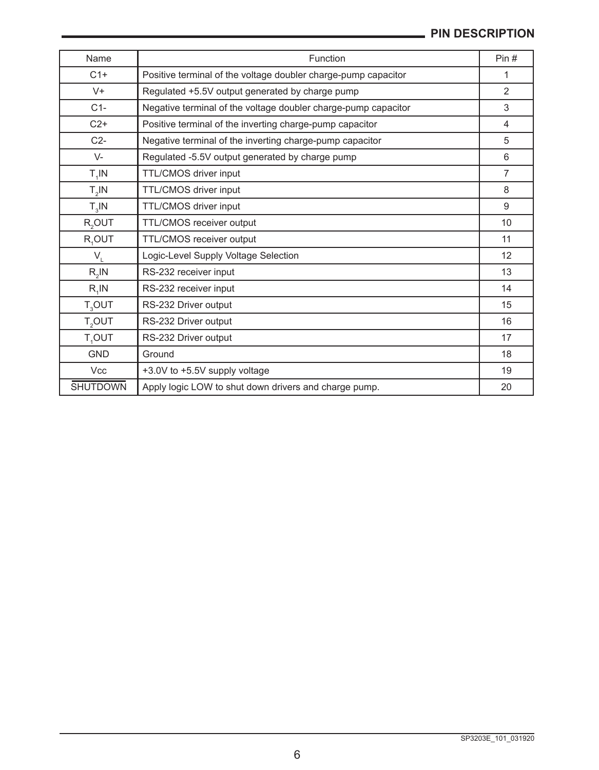## PIN DESCRIPTION

| Name | Function | Pin # |
|---|---|---|
| C1+ | Positive terminal of the voltage doubler charge-pump capacitor | 1 |
| V+ | Regulated +5.5V output generated by charge pump | 2 |
| C1- | Negative terminal of the voltage doubler charge-pump capacitor | 3 |
| C2+ | Positive terminal of the inverting charge-pump capacitor | 4 |
| C2- | Negative terminal of the inverting charge-pump capacitor | 5 |
| V- | Regulated -5.5V output generated by charge pump | 6 |
| $T_1$IN | TTL/CMOS driver input | 7 |
| $T_2$IN | TTL/CMOS driver input | 8 |
| $T_3$IN | TTL/CMOS driver input | 9 |
| $R_2$OUT | TTL/CMOS receiver output | 10 |
| $R_1$OUT | TTL/CMOS receiver output | 11 |
| $V_L$ | Logic-Level Supply Voltage Selection | 12 |
| $R_2$IN | RS-232 receiver input | 13 |
| $R_1$IN | RS-232 receiver input | 14 |
| $T_3$OUT | RS-232 Driver output | 15 |
| $T_2$OUT | RS-232 Driver output | 16 |
| $T_1$OUT | RS-232 Driver output | 17 |
| GND | Ground | 18 |
| Vcc | +3.0V to +5.5V supply voltage | 19 |
| $\overline{\text{SHUTDOWN}}$ | Apply logic LOW to shut down drivers and charge pump. | 20 |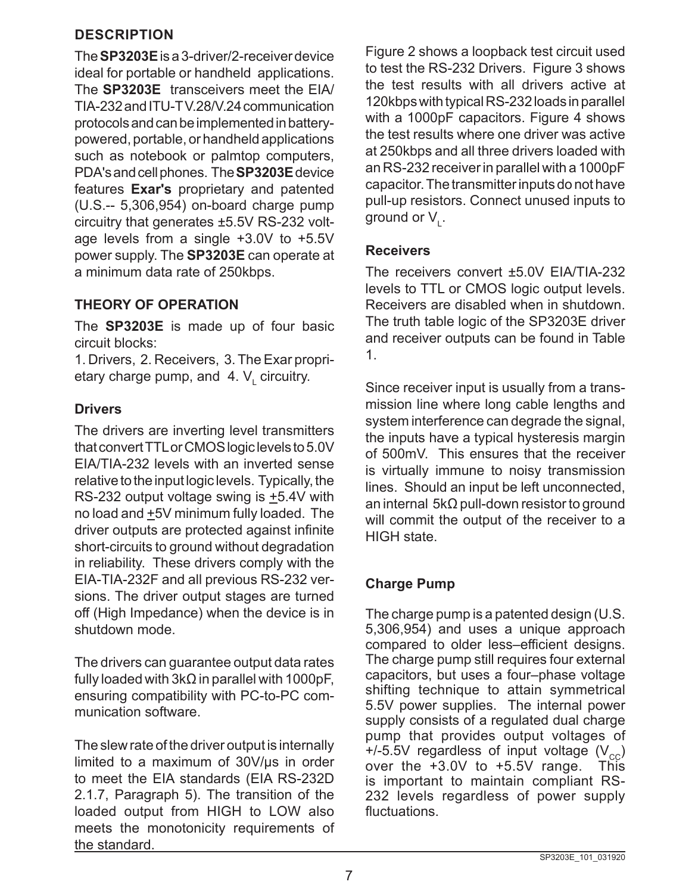## DESCRIPTION

The **SP3203E** is a 3-driver/2-receiver device ideal for portable or handheld applications. The **SP3203E** transceivers meet the EIA/TIA-232 and ITU-T V.28/V.24 communication protocols and can be implemented in battery-powered, portable, or handheld applications such as notebook or palmtop computers, PDA's and cell phones. The **SP3203E** device features **Exar's** proprietary and patented (U.S.-- 5,306,954) on-board charge pump circuitry that generates ±5.5V RS-232 voltage levels from a single +3.0V to +5.5V power supply. The **SP3203E** can operate at a minimum data rate of 250kbps.

## THEORY OF OPERATION

The **SP3203E** is made up of four basic circuit blocks:

1. Drivers, 2. Receivers, 3. The Exar proprietary charge pump, and 4. $V_L$ circuitry.

### Drivers

The drivers are inverting level transmitters that convert TTL or CMOS logic levels to 5.0V EIA/TIA-232 levels with an inverted sense relative to the input logic levels. Typically, the RS-232 output voltage swing is ±5.4V with no load and ±5V minimum fully loaded. The driver outputs are protected against infinite short-circuits to ground without degradation in reliability. These drivers comply with the EIA-TIA-232F and all previous RS-232 versions. The driver output stages are turned off (High Impedance) when the device is in shutdown mode.

The drivers can guarantee output data rates fully loaded with 3kΩ in parallel with 1000pF, ensuring compatibility with PC-to-PC communication software.

The slew rate of the driver output is internally limited to a maximum of 30V/µs in order to meet the EIA standards (EIA RS-232D 2.1.7, Paragraph 5). The transition of the loaded output from HIGH to LOW also meets the monotonicity requirements of the standard.

Figure 2 shows a loopback test circuit used to test the RS-232 Drivers. Figure 3 shows the test results with all drivers active at 120kbps with typical RS-232 loads in parallel with a 1000pF capacitors. Figure 4 shows the test results where one driver was active at 250kbps and all three drivers loaded with an RS-232 receiver in parallel with a 1000pF capacitor. The transmitter inputs do not have pull-up resistors. Connect unused inputs to ground or $V_L$.

### Receivers

The receivers convert ±5.0V EIA/TIA-232 levels to TTL or CMOS logic output levels. Receivers are disabled when in shutdown. The truth table logic of the SP3203E driver and receiver outputs can be found in Table 1.

Since receiver input is usually from a transmission line where long cable lengths and system interference can degrade the signal, the inputs have a typical hysteresis margin of 500mV. This ensures that the receiver is virtually immune to noisy transmission lines. Should an input be left unconnected, an internal 5kΩ pull-down resistor to ground will commit the output of the receiver to a HIGH state.

### Charge Pump

The charge pump is a patented design (U.S. 5,306,954) and uses a unique approach compared to older less–efficient designs. The charge pump still requires four external capacitors, but uses a four–phase voltage shifting technique to attain symmetrical 5.5V power supplies. The internal power supply consists of a regulated dual charge pump that provides output voltages of +/-5.5V regardless of input voltage ($V_{CC}$) over the +3.0V to +5.5V range. This is important to maintain compliant RS-232 levels regardless of power supply fluctuations.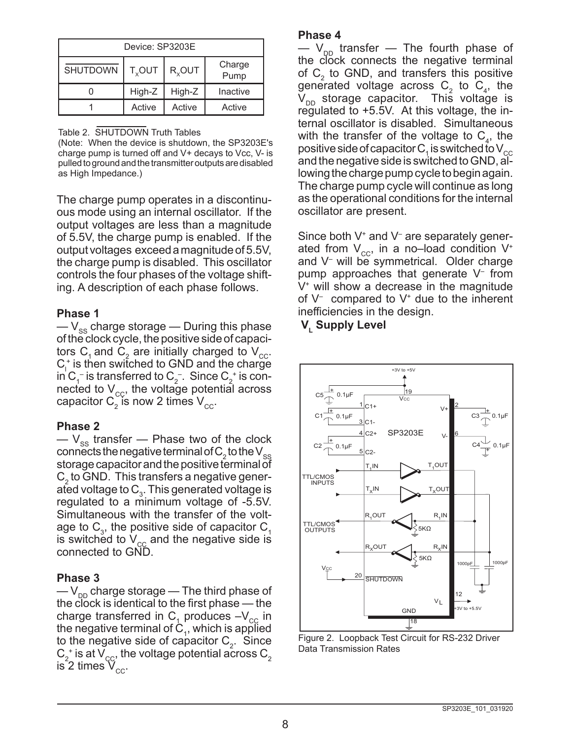| Device: SP3203E | | | |
|---|---|---|---|
| $\overline{SHUTDOWN}$ | $T_xOUT$ | $R_xOUT$ | Charge Pump |
| 0 | High-Z | High-Z | Inactive |
| 1 | Active | Active | Active |

Table 2. $\overline{SHUTDOWN}$ Truth Tables

(Note: When the device is shutdown, the SP3203E's charge pump is turned off and V+ decays to Vcc, V- is pulled to ground and the transmitter outputs are disabled as High Impedance.)

The charge pump operates in a discontinuous mode using an internal oscillator. If the output voltages are less than a magnitude of 5.5V, the charge pump is enabled. If the output voltages exceed a magnitude of 5.5V, the charge pump is disabled. This oscillator controls the four phases of the voltage shifting. A description of each phase follows.

### Phase 1

— $V_{SS}$ charge storage — During this phase of the clock cycle, the positive side of capacitors $C_1$ and $C_2$ are initially charged to $V_{CC}$. $C_l^+$ is then switched to GND and the charge in $C_1^-$ is transferred to $C_2^-$. Since $C_2^+$ is connected to $V_{CC}$, the voltage potential across capacitor $C_2$ is now 2 times $V_{CC}$.

### Phase 2

— $V_{SS}$ transfer — Phase two of the clock connects the negative terminal of $C_2$ to the $V_{SS}$ storage capacitor and the positive terminal of $C_2$ to GND. This transfers a negative generated voltage to $C_3$. This generated voltage is regulated to a minimum voltage of -5.5V. Simultaneous with the transfer of the voltage to $C_3$, the positive side of capacitor $C_1$ is switched to $V_{CC}$ and the negative side is connected to GND.

### Phase 3

— $V_{DD}$ charge storage — The third phase of the clock is identical to the first phase — the charge transferred in $C_1$ produces $-V_{CC}$ in the negative terminal of $C_1$, which is applied to the negative side of capacitor $C_2$. Since $C_2^+$ is at $V_{CC}$, the voltage potential across $C_2$ is 2 times $V_{CC}$.

### Phase 4

— $V_{DD}$ transfer — The fourth phase of the clock connects the negative terminal of $C_2$ to GND, and transfers this positive generated voltage across $C_2$ to $C_4$, the $V_{DD}$ storage capacitor. This voltage is regulated to +5.5V. At this voltage, the internal oscillator is disabled. Simultaneous with the transfer of the voltage to $C_4$, the positive side of capacitor $C_1$ is switched to $V_{CC}$ and the negative side is switched to GND, allowing the charge pump cycle to begin again. The charge pump cycle will continue as long as the operational conditions for the internal oscillator are present.

Since both $V^+$ and $V^-$ are separately generated from $V_{CC}$, in a no–load condition $V^+$ and $V^-$ will be symmetrical. Older charge pump approaches that generate $V^-$ from $V^+$ will show a decrease in the magnitude of $V^-$ compared to $V^+$ due to the inherent inefficiencies in the design.

### $V_L$ Supply Level

Figure 2. Loopback Test Circuit for RS-232 Driver Data Transmission Rates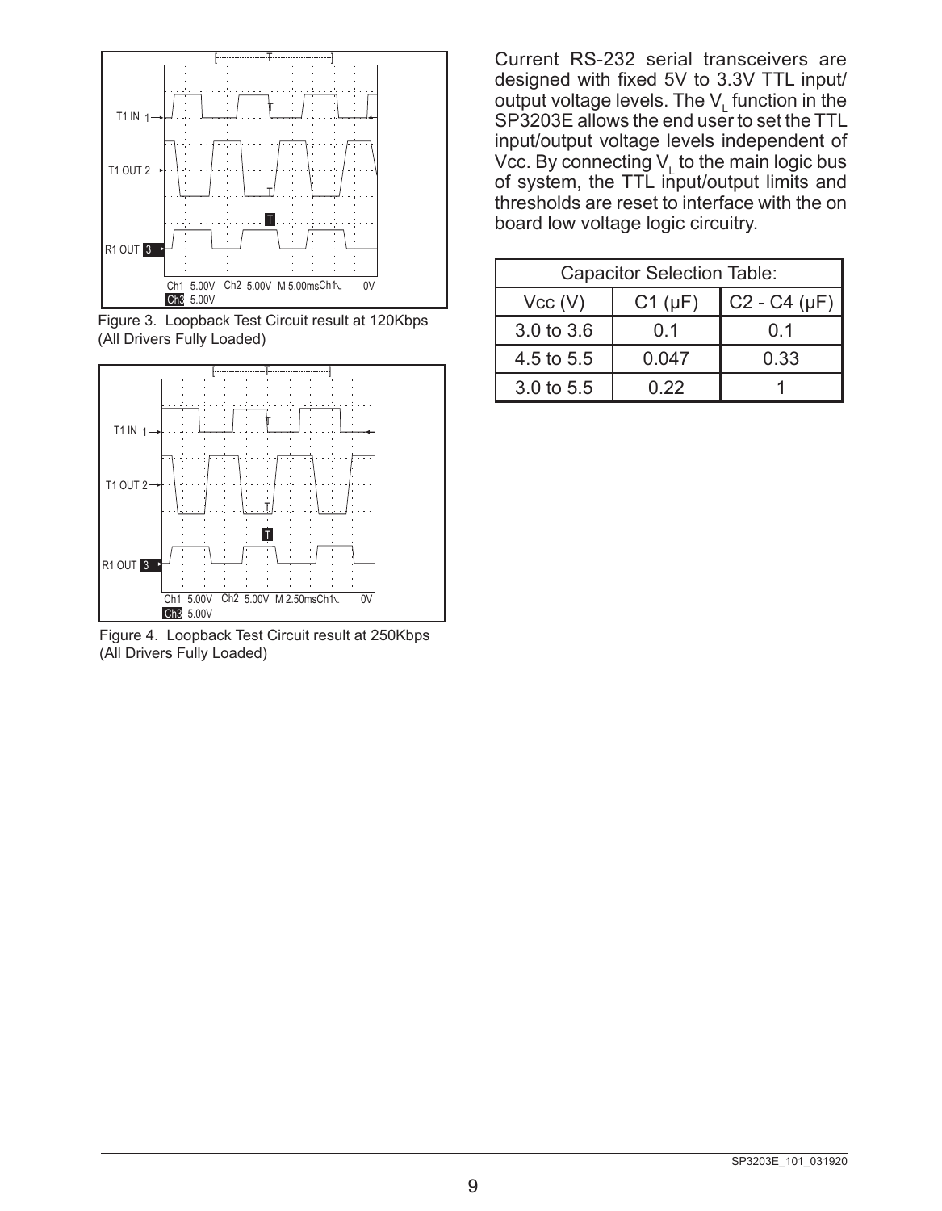Figure 3. Loopback Test Circuit result at 120Kbps (All Drivers Fully Loaded)

Figure 4. Loopback Test Circuit result at 250Kbps (All Drivers Fully Loaded)

Current RS-232 serial transceivers are designed with fixed 5V to 3.3V TTL input/output voltage levels. The $V_L$ function in the SP3203E allows the end user to set the TTL input/output voltage levels independent of Vcc. By connecting $V_L$ to the main logic bus of system, the TTL input/output limits and thresholds are reset to interface with the on board low voltage logic circuitry.

| Capacitor Selection Table: | | |
|---|---|---|
| Vcc (V) | C1 (μF) | C2 - C4 (μF) |
| 3.0 to 3.6 | 0.1 | 0.1 |
| 4.5 to 5.5 | 0.047 | 0.33 |
| 3.0 to 5.5 | 0.22 | 1 |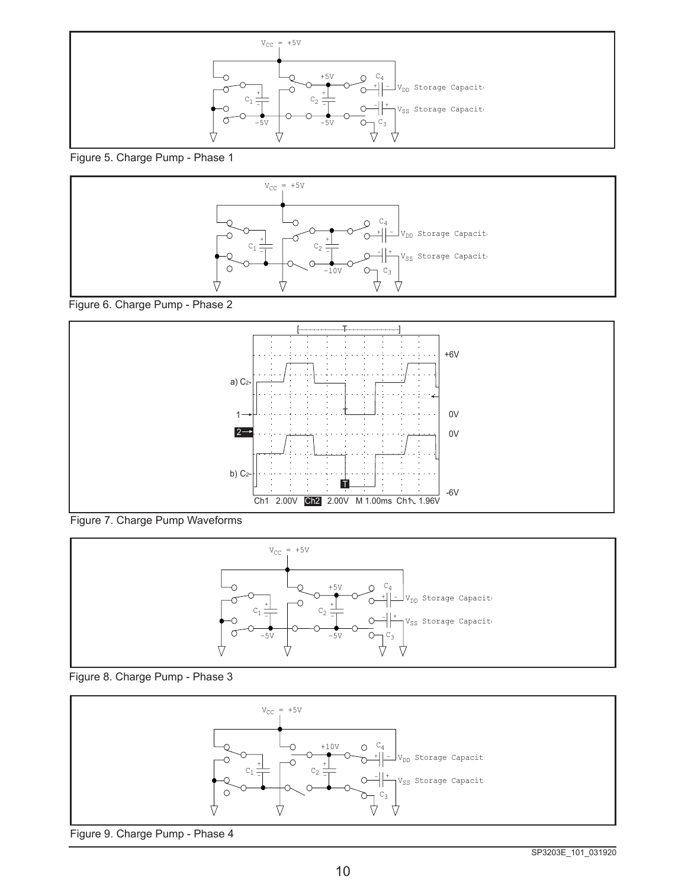Figure 5. Charge Pump - Phase 1

Figure 6. Charge Pump - Phase 2

Figure 7. Charge Pump Waveforms

Figure 8. Charge Pump - Phase 3

Figure 9. Charge Pump - Phase 4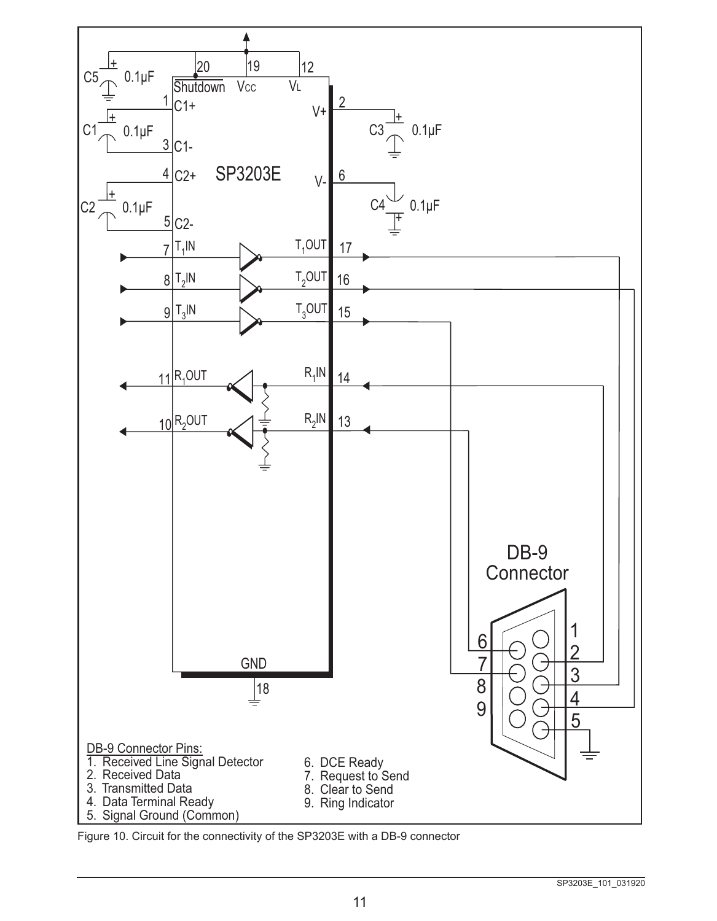DB-9 Connector Pins:

1. Received Line Signal Detector
2. Received Data
3. Transmitted Data
4. Data Terminal Ready
5. Signal Ground (Common)
6. DCE Ready
7. Request to Send
8. Clear to Send
9. Ring Indicator

Figure 10. Circuit for the connectivity of the SP3203E with a DB-9 connector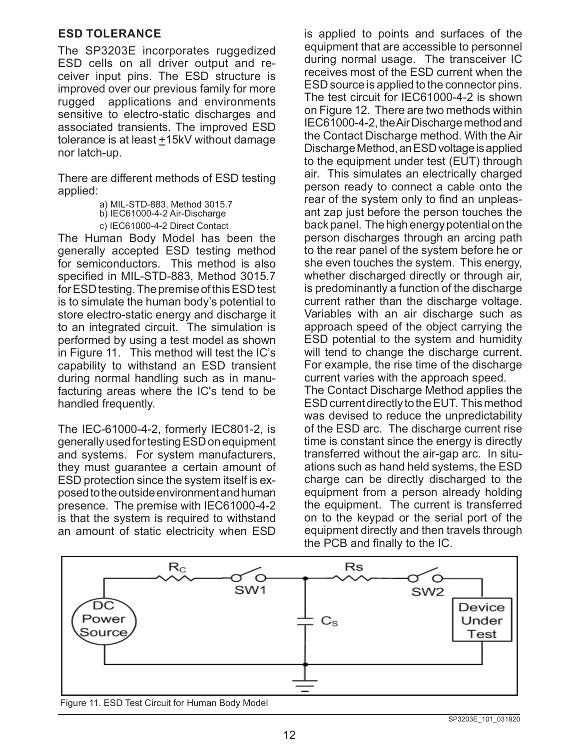## ESD TOLERANCE

The SP3203E incorporates ruggedized ESD cells on all driver output and receiver input pins. The ESD structure is improved over our previous family for more rugged applications and environments sensitive to electro-static discharges and associated transients. The improved ESD tolerance is at least ±15kV without damage nor latch-up.

There are different methods of ESD testing applied:

a) MIL-STD-883, Method 3015.7
b) IEC61000-4-2 Air-Discharge
c) IEC61000-4-2 Direct Contact

The Human Body Model has been the generally accepted ESD testing method for semiconductors. This method is also specified in MIL-STD-883, Method 3015.7 for ESD testing. The premise of this ESD test is to simulate the human body's potential to store electro-static energy and discharge it to an integrated circuit. The simulation is performed by using a test model as shown in Figure 11. This method will test the IC's capability to withstand an ESD transient during normal handling such as in manufacturing areas where the IC's tend to be handled frequently.

The IEC-61000-4-2, formerly IEC801-2, is generally used for testing ESD on equipment and systems. For system manufacturers, they must guarantee a certain amount of ESD protection since the system itself is exposed to the outside environment and human presence. The premise with IEC61000-4-2 is that the system is required to withstand an amount of static electricity when ESD is applied to points and surfaces of the equipment that are accessible to personnel during normal usage. The transceiver IC receives most of the ESD current when the ESD source is applied to the connector pins. The test circuit for IEC61000-4-2 is shown on Figure 12. There are two methods within IEC61000-4-2, the Air Discharge method and the Contact Discharge method. With the Air Discharge Method, an ESD voltage is applied to the equipment under test (EUT) through air. This simulates an electrically charged person ready to connect a cable onto the rear of the system only to find an unpleasant zap just before the person touches the back panel. The high energy potential on the person discharges through an arcing path to the rear panel of the system before he or she even touches the system. This energy, whether discharged directly or through air, is predominantly a function of the discharge current rather than the discharge voltage. Variables with an air discharge such as approach speed of the object carrying the ESD potential to the system and humidity will tend to change the discharge current. For example, the rise time of the discharge current varies with the approach speed.

The Contact Discharge Method applies the ESD current directly to the EUT. This method was devised to reduce the unpredictability of the ESD arc. The discharge current rise time is constant since the energy is directly transferred without the air-gap arc. In situations such as hand held systems, the ESD charge can be directly discharged to the equipment from a person already holding the equipment. The current is transferred on to the keypad or the serial port of the equipment directly and then travels through the PCB and finally to the IC.

Figure 11. ESD Test Circuit for Human Body Model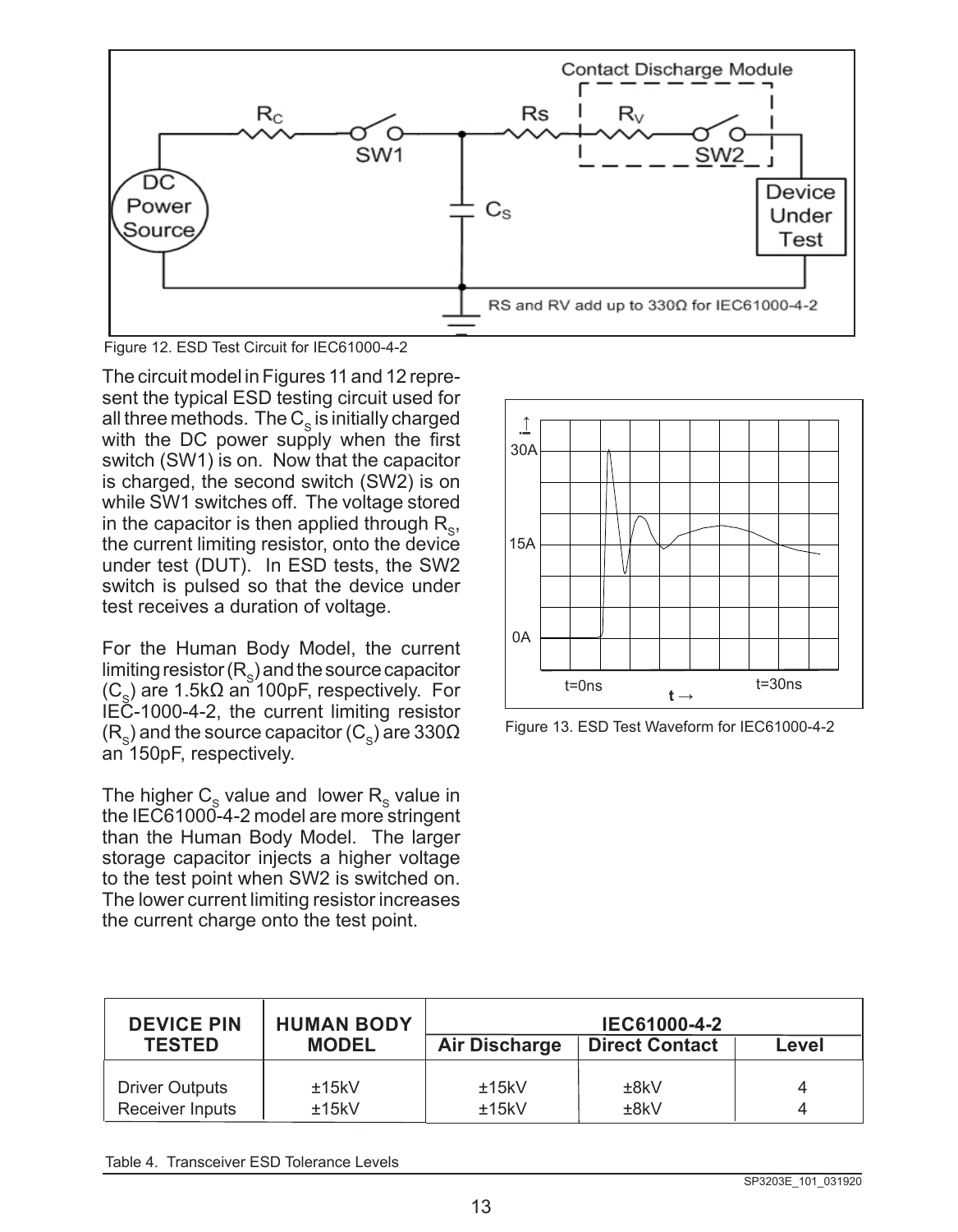Figure 12. ESD Test Circuit for IEC61000-4-2

The circuit model in Figures 11 and 12 represent the typical ESD testing circuit used for all three methods. The $C_S$ is initially charged with the DC power supply when the first switch (SW1) is on. Now that the capacitor is charged, the second switch (SW2) is on while SW1 switches off. The voltage stored in the capacitor is then applied through $R_S$, the current limiting resistor, onto the device under test (DUT). In ESD tests, the SW2 switch is pulsed so that the device under test receives a duration of voltage.

For the Human Body Model, the current limiting resistor ($R_S$) and the source capacitor ($C_S$) are 1.5kΩ an 100pF, respectively. For IEC-1000-4-2, the current limiting resistor ($R_S$) and the source capacitor ($C_S$) are 330Ω an 150pF, respectively.

The higher $C_S$ value and lower $R_S$ value in the IEC61000-4-2 model are more stringent than the Human Body Model. The larger storage capacitor injects a higher voltage to the test point when SW2 is switched on. The lower current limiting resistor increases the current charge onto the test point.

Figure 13. ESD Test Waveform for IEC61000-4-2

| DEVICE PIN TESTED | HUMAN BODY MODEL | IEC61000-4-2 | | |
|---|---|---|---|---|
| | | Air Discharge | Direct Contact | Level |
| Driver Outputs | ±15kV | ±15kV | ±8kV | 4 |
| Receiver Inputs | ±15kV | ±15kV | ±8kV | 4 |

Table 4. Transceiver ESD Tolerance Levels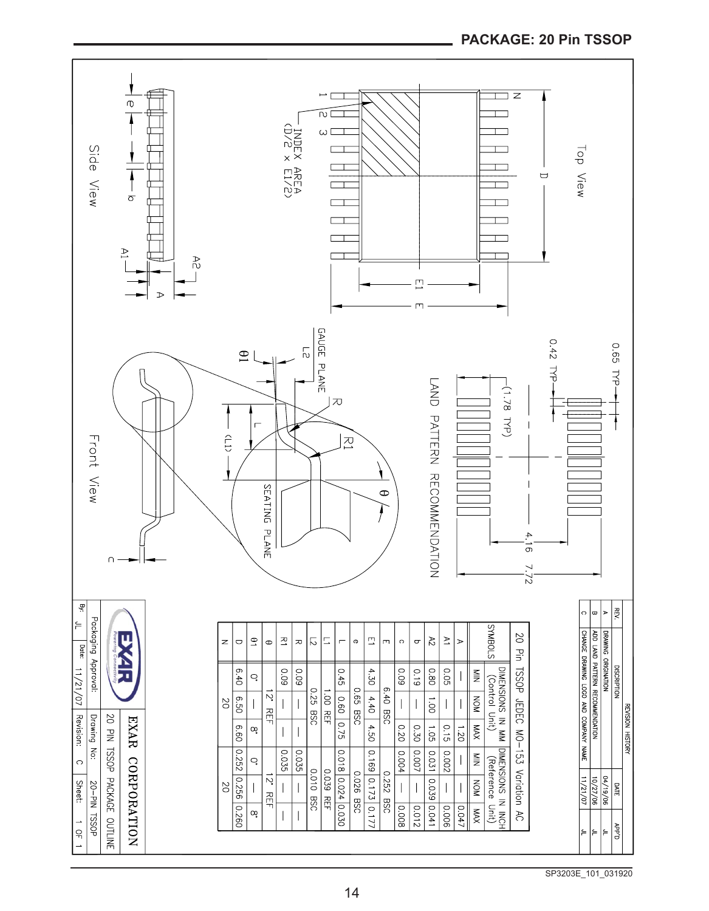## PACKAGE: 20 Pin TSSOP

Top View

Side View

Front View

INDEX AREA (D/2 x E1/2)

LAND PATTERN RECOMMENDATION

0.65 TYP, 0.42 TYP, (1.78 TYP), 4.16, 7.72

GAUGE PLANE, SEATING PLANE

| REV. | DISCRIPTION | DATE | APP'D |
|---|---|---|---|
| A | DRAWING ORIGINATION | 04/19/06 | JL |
| B | ADD LAND PATTERN RECOMMENDATION | 10/27/06 | JL |
| C | CHANGE DRAWING LOGO AND COMPANY NAME | 11/21/07 | JL |

**20 Pin TSSOP JEDEC MO-153 Variation AC**

| SYMBOLS | DIMENSIONS IN MM (Control Unit) | | | DIMENSIONS IN INCH (Reference Unit) | | |
|---|---|---|---|---|---|---|
| | MIN | NOM | MAX | MIN | NOM | MAX |
| A | — | — | 1.20 | — | — | 0.047 |
| A1 | 0.05 | — | 0.15 | 0.002 | — | 0.006 |
| A2 | 0.80 | 1.00 | 1.05 | 0.031 | 0.039 | 0.041 |
| b | 0.19 | — | 0.30 | 0.007 | — | 0.012 |
| c | 0.09 | — | 0.20 | 0.004 | — | 0.008 |
| E | 6.40 BSC | | | 0.252 BSC | | |
| E1 | 4.30 | 4.40 | 4.50 | 0.169 | 0.173 | 0.177 |
| e | 0.65 BSC | | | 0.026 BSC | | |
| L | 0.45 | 0.60 | 0.75 | 0.018 | 0.024 | 0.030 |
| L1 | 1.00 REF | | | 0.039 REF | | |
| L2 | 0.25 BSC | | | 0.010 BSC | | |
| R | 0.09 | — | — | 0.035 | — | — |
| R1 | 0.09 | — | — | 0.035 | — | — |
| θ | 12° REF | | | 12° REF | | |
| θ1 | 0° | — | 8° | 0° | — | 8° |
| D | 6.40 | 6.50 | 6.60 | 0.252 | 0.256 | 0.260 |
| N | 20 | | | 20 | | |

| EXAR CORPORATION | |
|---|---|
| Packaging Approval: | 20 PIN TSSOP PACKAGE OUTLINE |
| By: JL Date: 11/21/07 | Drawing No: 20-PIN TSSOP |
| Revision: C | Sheet: 1 OF 1 |

SP3203E_101_031920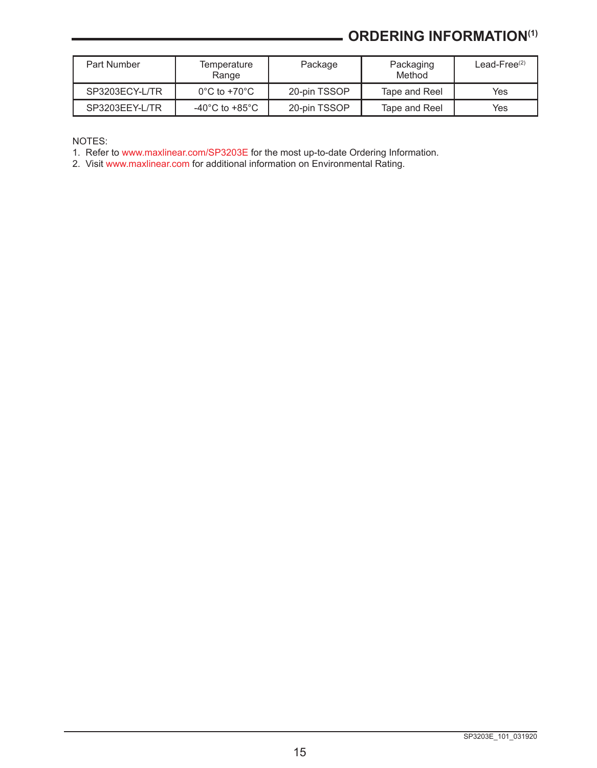## ORDERING INFORMATION[1]

| Part Number | Temperature Range | Package | Packaging Method | Lead-Free[2] |
|---|---|---|---|---|
| SP3203ECY-L/TR | 0°C to +70°C | 20-pin TSSOP | Tape and Reel | Yes |
| SP3203EEY-L/TR | -40°C to +85°C | 20-pin TSSOP | Tape and Reel | Yes |

NOTES:

1. Refer to www.maxlinear.com/SP3203E for the most up-to-date Ordering Information.
2. Visit www.maxlinear.com for additional information on Environmental Rating.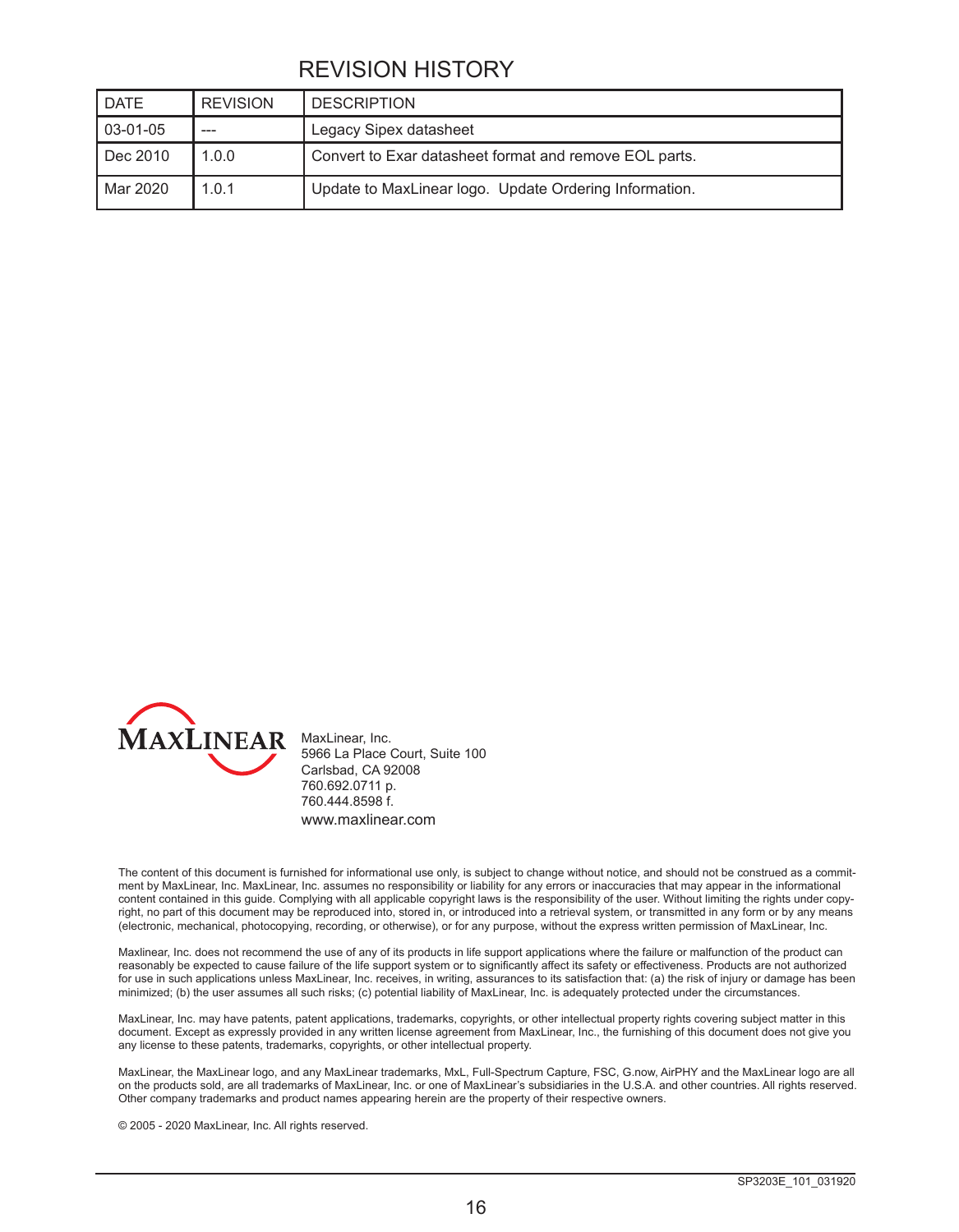## REVISION HISTORY

| DATE | REVISION | DESCRIPTION |
|---|---|---|
| 03-01-05 | --- | Legacy Sipex datasheet |
| Dec 2010 | 1.0.0 | Convert to Exar datasheet format and remove EOL parts. |
| Mar 2020 | 1.0.1 | Update to MaxLinear logo. Update Ordering Information. |

MAXLINEAR

MaxLinear, Inc.
5966 La Place Court, Suite 100
Carlsbad, CA 92008
760.692.0711 p.
760.444.8598 f.
www.maxlinear.com

The content of this document is furnished for informational use only, is subject to change without notice, and should not be construed as a commitment by MaxLinear, Inc. MaxLinear, Inc. assumes no responsibility or liability for any errors or inaccuracies that may appear in the informational content contained in this guide. Complying with all applicable copyright laws is the responsibility of the user. Without limiting the rights under copyright, no part of this document may be reproduced into, stored in, or introduced into a retrieval system, or transmitted in any form or by any means (electronic, mechanical, photocopying, recording, or otherwise), or for any purpose, without the express written permission of MaxLinear, Inc.

Maxlinear, Inc. does not recommend the use of any of its products in life support applications where the failure or malfunction of the product can reasonably be expected to cause failure of the life support system or to significantly affect its safety or effectiveness. Products are not authorized for use in such applications unless MaxLinear, Inc. receives, in writing, assurances to its satisfaction that: (a) the risk of injury or damage has been minimized; (b) the user assumes all such risks; (c) potential liability of MaxLinear, Inc. is adequately protected under the circumstances.

MaxLinear, Inc. may have patents, patent applications, trademarks, copyrights, or other intellectual property rights covering subject matter in this document. Except as expressly provided in any written license agreement from MaxLinear, Inc., the furnishing of this document does not give you any license to these patents, trademarks, copyrights, or other intellectual property.

MaxLinear, the MaxLinear logo, and any MaxLinear trademarks, MxL, Full-Spectrum Capture, FSC, G.now, AirPHY and the MaxLinear logo are all on the products sold, are all trademarks of MaxLinear, Inc. or one of MaxLinear's subsidiaries in the U.S.A. and other countries. All rights reserved. Other company trademarks and product names appearing herein are the property of their respective owners.

© 2005 - 2020 MaxLinear, Inc. All rights reserved.

SP3203E_101_031920